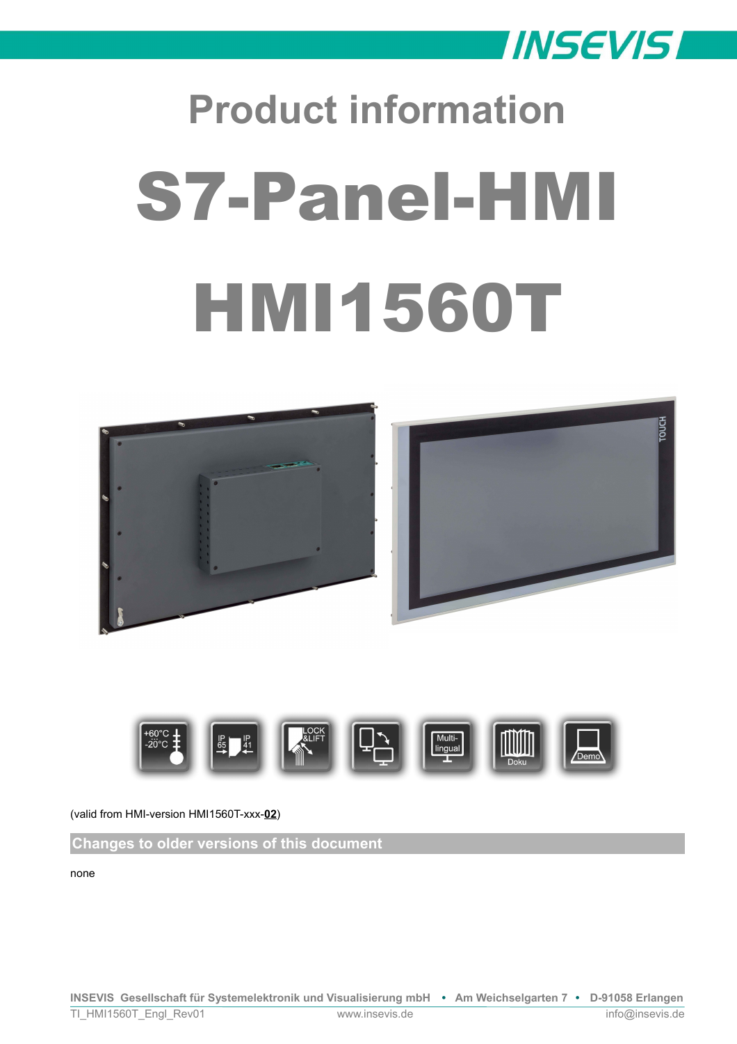# Product information

# S7-Panel-HMI

# HMI1560T

(valid from HMI-version HMI1560T-xxx-**02**)

## Changes to older versions of this document

none

**INSEVIS Gesellschaft für Systemelektronik und Visualisierung mbH • Am Weichselgarten 7 • D-91058 Erlangen**

TI_HMI1560T_Engl_Rev01 www.insevis.de info@insevis.de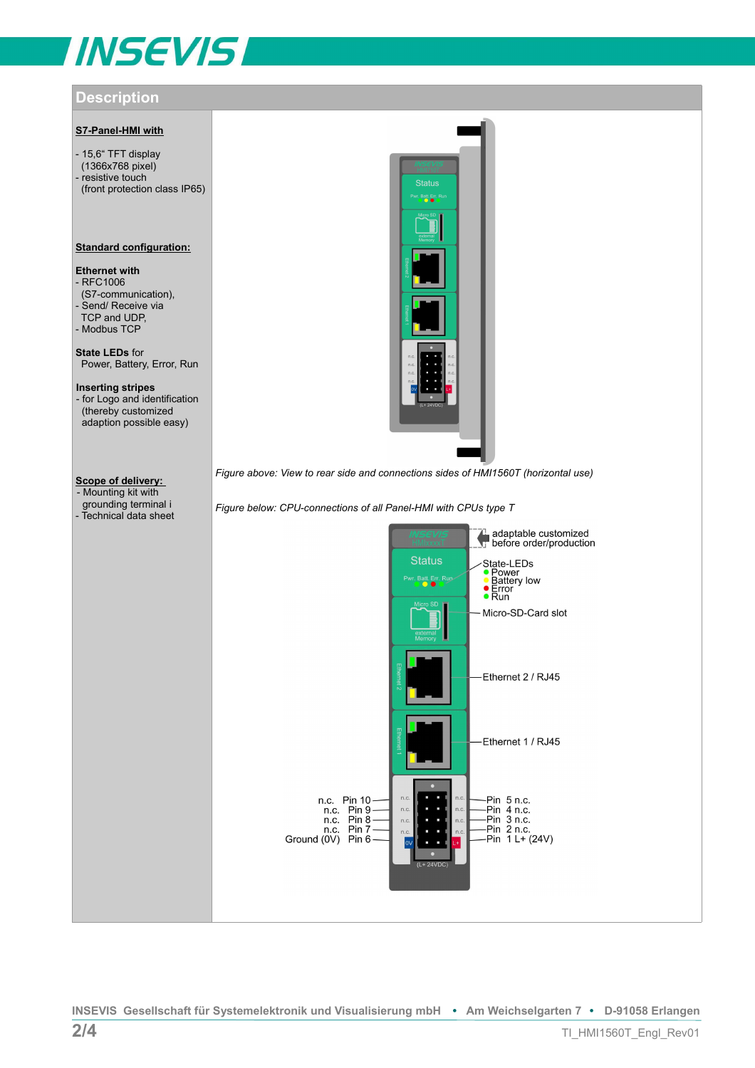## Description

**S7-Panel-HMI with**

- 15,6" TFT display (1366x768 pixel)
- resistive touch (front protection class IP65)

**Standard configuration:**

**Ethernet with**
- RFC1006 (S7-communication),
- Send/ Receive via TCP and UDP,
- Modbus TCP

**State LEDs** for Power, Battery, Error, Run

**Inserting stripes**
- for Logo and identification (thereby customized adaption possible easy)

**Scope of delivery:**
- Mounting kit with grounding terminal i
- Technical data sheet

*Figure above: View to rear side and connections sides of HMI1560T (horizontal use)*

*Figure below: CPU-connections of all Panel-HMI with CPUs type T*

adaptable customized before order/production

State-LEDs
- Power
- Battery low
- Error
- Run

Micro-SD-Card slot

Ethernet 2 / RJ45

Ethernet 1 / RJ45

| | | | |
|---|---|---|---|
| n.c. | Pin 10 | Pin 5 | n.c. |
| n.c. | Pin 9 | Pin 4 | n.c. |
| n.c. | Pin 8 | Pin 3 | n.c. |
| n.c. | Pin 7 | Pin 2 | n.c. |
| Ground (0V) | Pin 6 | Pin 1 | L+ (24V) |

INSEVIS Gesellschaft für Systemelektronik und Visualisierung mbH • Am Weichselgarten 7 • D-91058 Erlangen

TI_HMI1560T_Engl_Rev01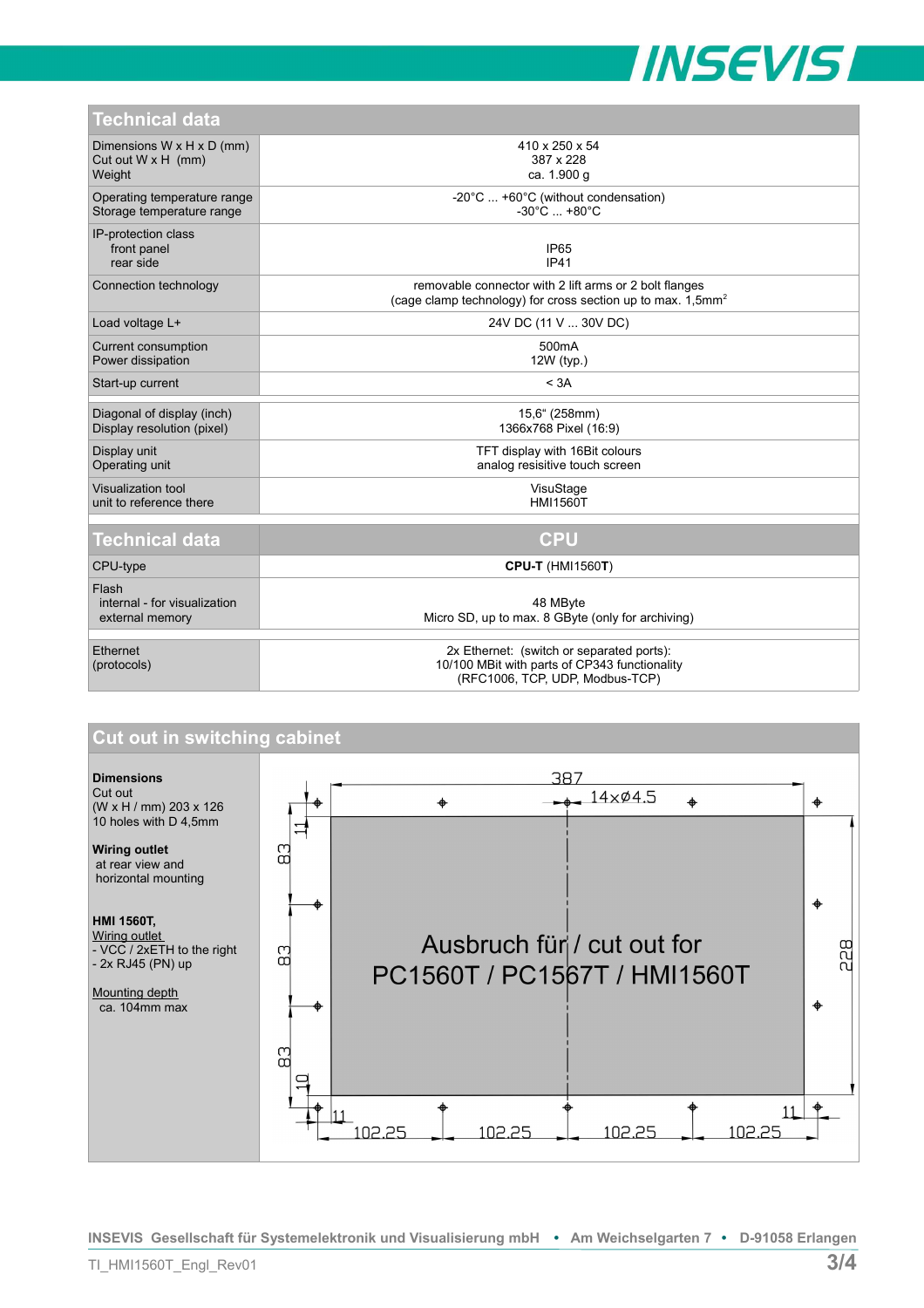## Technical data

| Technical data | |
|---|---|
| Dimensions W x H x D (mm)<br>Cut out W x H (mm)<br>Weight | 410 x 250 x 54<br>387 x 228<br>ca. 1.900 g |
| Operating temperature range<br>Storage temperature range | -20°C ... +60°C (without condensation)<br>-30°C ... +80°C |
| IP-protection class<br>front panel<br>rear side | <br>IP65<br>IP41 |
| Connection technology | removable connector with 2 lift arms or 2 bolt flanges<br>(cage clamp technology) for cross section up to max. 1,5mm² |
| Load voltage L+ | 24V DC (11 V ... 30V DC) |
| Current consumption<br>Power dissipation | 500mA<br>12W (typ.) |
| Start-up current | < 3A |
| Diagonal of display (inch)<br>Display resolution (pixel) | 15,6“ (258mm)<br>1366x768 Pixel (16:9) |
| Display unit<br>Operating unit | TFT display with 16Bit colours<br>analog resisitive touch screen |
| Visualization tool<br>unit to reference there | VisuStage<br>HMI1560T |

| Technical data | CPU |
|---|---|
| CPU-type | **CPU-T** (HMI1560**T**) |
| Flash<br>internal - for visualization<br>external memory | <br>48 MByte<br>Micro SD, up to max. 8 GByte (only for archiving) |
| Ethernet<br>(protocols) | 2x Ethernet: (switch or separated ports):<br>10/100 MBit with parts of CP343 functionality<br>(RFC1006, TCP, UDP, Modbus-TCP) |

## Cut out in switching cabinet

**Dimensions**
Cut out
(W x H / mm) 203 x 126
10 holes with D 4,5mm

**Wiring outlet**
at rear view and
horizontal mounting

**HMI 1560T,**
Wiring outlet
- VCC / 2xETH to the right
- 2x RJ45 (PN) up

Mounting depth
ca. 104mm max

387
14xØ4.5
Ausbruch für / cut out for
PC1560T / PC1567T / HMI1560T
228
11 83 83 83 10
11 102,25 102,25 102,25 102,25 11

INSEVIS Gesellschaft für Systemelektronik und Visualisierung mbH • Am Weichselgarten 7 • D-91058 Erlangen
TI_HMI1560T_Engl_Rev01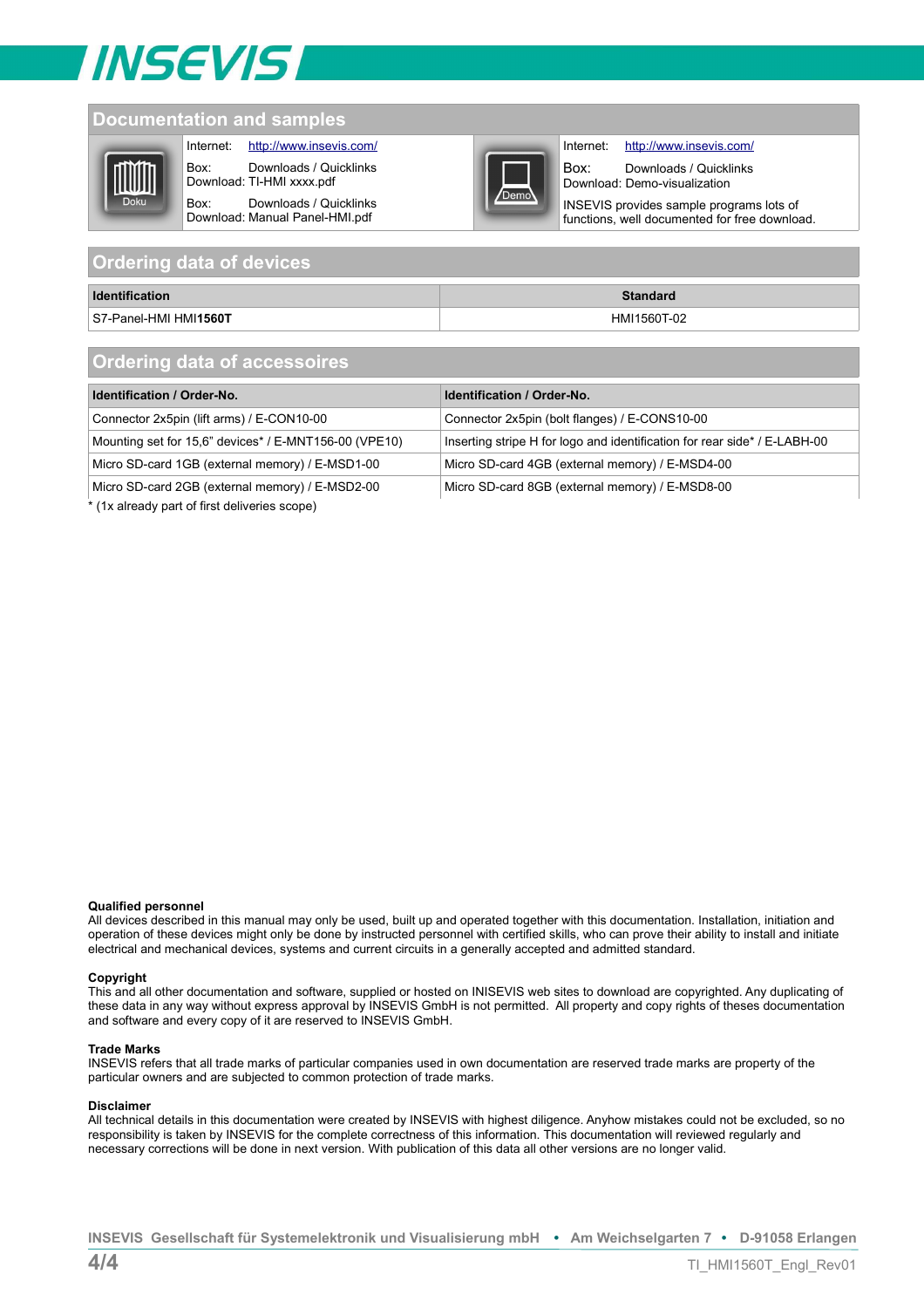## Documentation and samples

| | | | |
|---|---|---|---|
| Doku | Internet: http://www.insevis.com/<br>Box: Downloads / Quicklinks<br>Download: TI-HMI xxxx.pdf<br>Box: Downloads / Quicklinks<br>Download: Manual Panel-HMI.pdf | Demo | Internet: http://www.insevis.com/<br>Box: Downloads / Quicklinks<br>Download: Demo-visualization<br>INSEVIS provides sample programs lots of functions, well documented for free download. |

## Ordering data of devices

| Identification | Standard |
|---|---|
| S7-Panel-HMI HMI**1560T** | HMI1560T-02 |

## Ordering data of accessoires

| Identification / Order-No. | Identification / Order-No. |
|---|---|
| Connector 2x5pin (lift arms) / E-CON10-00 | Connector 2x5pin (bolt flanges) / E-CONS10-00 |
| Mounting set for 15,6" devices* / E-MNT156-00 (VPE10) | Inserting stripe H for logo and identification for rear side* / E-LABH-00 |
| Micro SD-card 1GB (external memory) / E-MSD1-00 | Micro SD-card 4GB (external memory) / E-MSD4-00 |
| Micro SD-card 2GB (external memory) / E-MSD2-00 | Micro SD-card 8GB (external memory) / E-MSD8-00 |

* (1x already part of first deliveries scope)

**Qualified personnel**
All devices described in this manual may only be used, built up and operated together with this documentation. Installation, initiation and operation of these devices might only be done by instructed personnel with certified skills, who can prove their ability to install and initiate electrical and mechanical devices, systems and current circuits in a generally accepted and admitted standard.

**Copyright**
This and all other documentation and software, supplied or hosted on INISEVIS web sites to download are copyrighted. Any duplicating of these data in any way without express approval by INSEVIS GmbH is not permitted. All property and copy rights of theses documentation and software and every copy of it are reserved to INSEVIS GmbH.

**Trade Marks**
INSEVIS refers that all trade marks of particular companies used in own documentation are reserved trade marks are property of the particular owners and are subjected to common protection of trade marks.

**Disclaimer**
All technical details in this documentation were created by INSEVIS with highest diligence. Anyhow mistakes could not be excluded, so no responsibility is taken by INSEVIS for the complete correctness of this information. This documentation will reviewed regularly and necessary corrections will be done in next version. With publication of this data all other versions are no longer valid.